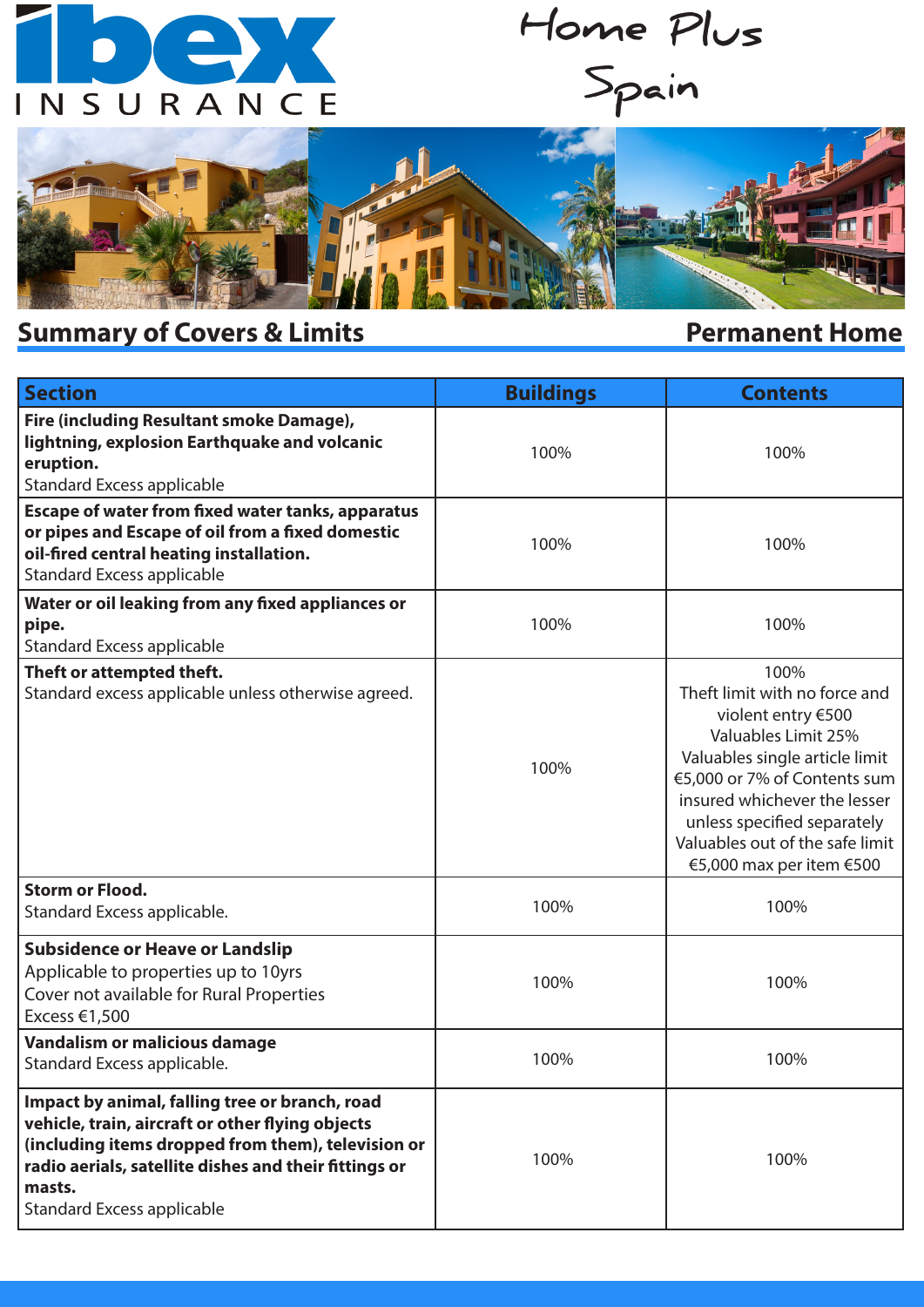# ibex INSURANCE

## Home Plus Spain

## Summary of Covers & Limits

**Permanent Home**

| Section | Buildings | Contents |
|---|---|---|
| **Fire (including Resultant smoke Damage), lightning, explosion Earthquake and volcanic eruption.** Standard Excess applicable | 100% | 100% |
| **Escape of water from fixed water tanks, apparatus or pipes and Escape of oil from a fixed domestic oil-fired central heating installation.** Standard Excess applicable | 100% | 100% |
| **Water or oil leaking from any fixed appliances or pipe.** Standard Excess applicable | 100% | 100% |
| **Theft or attempted theft.** Standard excess applicable unless otherwise agreed. | 100% | 100% Theft limit with no force and violent entry €500 Valuables Limit 25% Valuables single article limit €5,000 or 7% of Contents sum insured whichever the lesser unless specified separately Valuables out of the safe limit €5,000 max per item €500 |
| **Storm or Flood.** Standard Excess applicable. | 100% | 100% |
| **Subsidence or Heave or Landslip** Applicable to properties up to 10yrs Cover not available for Rural Properties Excess €1,500 | 100% | 100% |
| **Vandalism or malicious damage** Standard Excess applicable. | 100% | 100% |
| **Impact by animal, falling tree or branch, road vehicle, train, aircraft or other flying objects (including items dropped from them), television or radio aerials, satellite dishes and their fittings or masts.** Standard Excess applicable | 100% | 100% |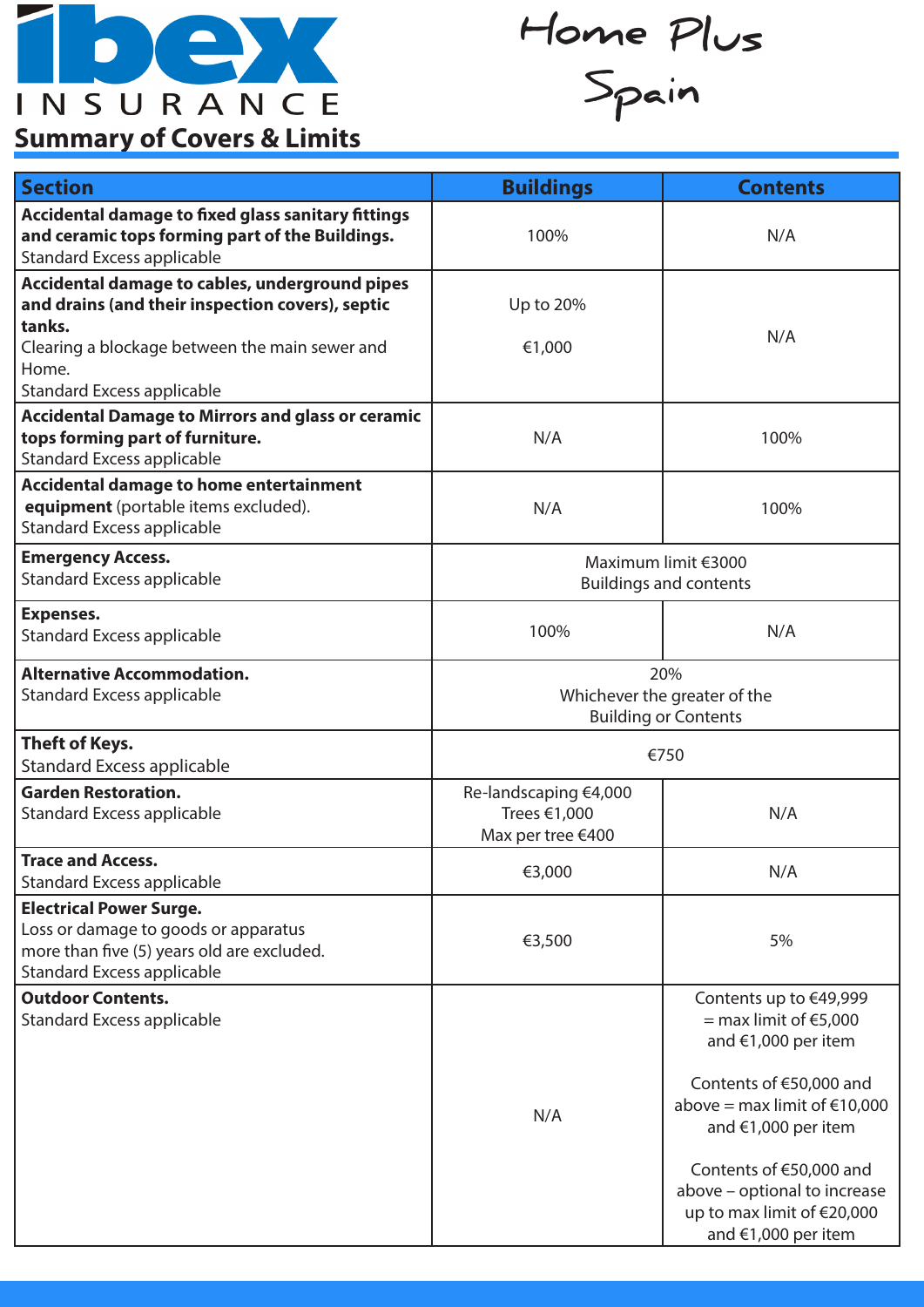# ibex INSURANCE

## Home Plus Spain

## Summary of Covers & Limits

| Section | Buildings | Contents |
|---|---|---|
| **Accidental damage to fixed glass sanitary fittings and ceramic tops forming part of the Buildings.** Standard Excess applicable | 100% | N/A |
| **Accidental damage to cables, underground pipes and drains (and their inspection covers), septic tanks.** Clearing a blockage between the main sewer and Home. Standard Excess applicable | Up to 20% €1,000 | N/A |
| **Accidental Damage to Mirrors and glass or ceramic tops forming part of furniture.** Standard Excess applicable | N/A | 100% |
| **Accidental damage to home entertainment equipment** (portable items excluded). Standard Excess applicable | N/A | 100% |
| **Emergency Access.** Standard Excess applicable | Maximum limit €3000 Buildings and contents | |
| **Expenses.** Standard Excess applicable | 100% | N/A |
| **Alternative Accommodation.** Standard Excess applicable | 20% Whichever the greater of the Building or Contents | |
| **Theft of Keys.** Standard Excess applicable | €750 | |
| **Garden Restoration.** Standard Excess applicable | Re-landscaping €4,000 Trees €1,000 Max per tree €400 | N/A |
| **Trace and Access.** Standard Excess applicable | €3,000 | N/A |
| **Electrical Power Surge.** Loss or damage to goods or apparatus more than five (5) years old are excluded. Standard Excess applicable | €3,500 | 5% |
| **Outdoor Contents.** Standard Excess applicable | N/A | Contents up to €49,999 = max limit of €5,000 and €1,000 per item<br><br>Contents of €50,000 and above = max limit of €10,000 and €1,000 per item<br><br>Contents of €50,000 and above – optional to increase up to max limit of €20,000 and €1,000 per item |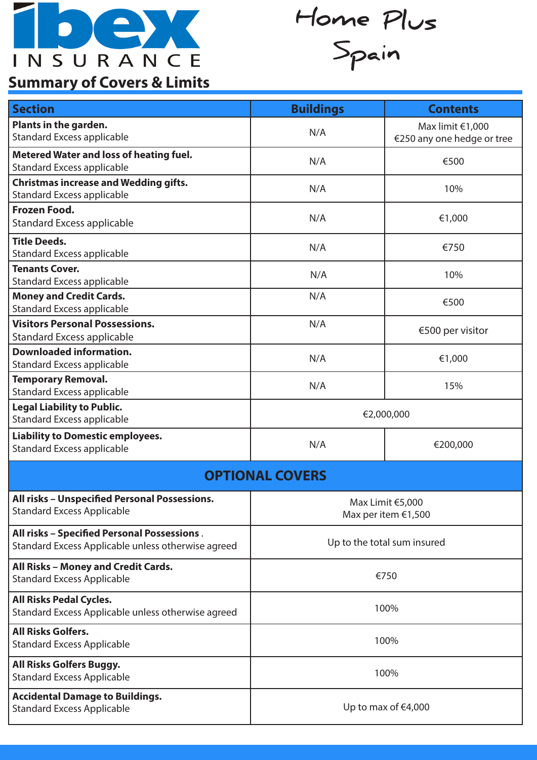ibex INSURANCE

# Home Plus Spain

## Summary of Covers & Limits

| Section | Buildings | Contents |
|---|---|---|
| **Plants in the garden.** Standard Excess applicable | N/A | Max limit €1,000 €250 any one hedge or tree |
| **Metered Water and loss of heating fuel.** Standard Excess applicable | N/A | €500 |
| **Christmas increase and Wedding gifts.** Standard Excess applicable | N/A | 10% |
| **Frozen Food.** Standard Excess applicable | N/A | €1,000 |
| **Title Deeds.** Standard Excess applicable | N/A | €750 |
| **Tenants Cover.** Standard Excess applicable | N/A | 10% |
| **Money and Credit Cards.** Standard Excess applicable | N/A | €500 |
| **Visitors Personal Possessions.** Standard Excess applicable | N/A | €500 per visitor |
| **Downloaded information.** Standard Excess applicable | N/A | €1,000 |
| **Temporary Removal.** Standard Excess applicable | N/A | 15% |
| **Legal Liability to Public.** Standard Excess applicable | €2,000,000 | |
| **Liability to Domestic employees.** Standard Excess applicable | N/A | €200,000 |
| **OPTIONAL COVERS** | | |
| **All risks – Unspecified Personal Possessions.** Standard Excess Applicable | Max Limit €5,000 Max per item €1,500 | |
| **All risks – Specified Personal Possessions** . Standard Excess Applicable unless otherwise agreed | Up to the total sum insured | |
| **All Risks – Money and Credit Cards.** Standard Excess Applicable | €750 | |
| **All Risks Pedal Cycles.** Standard Excess Applicable unless otherwise agreed | 100% | |
| **All Risks Golfers.** Standard Excess Applicable | 100% | |
| **All Risks Golfers Buggy.** Standard Excess Applicable | 100% | |
| **Accidental Damage to Buildings.** Standard Excess Applicable | Up to max of €4,000 | |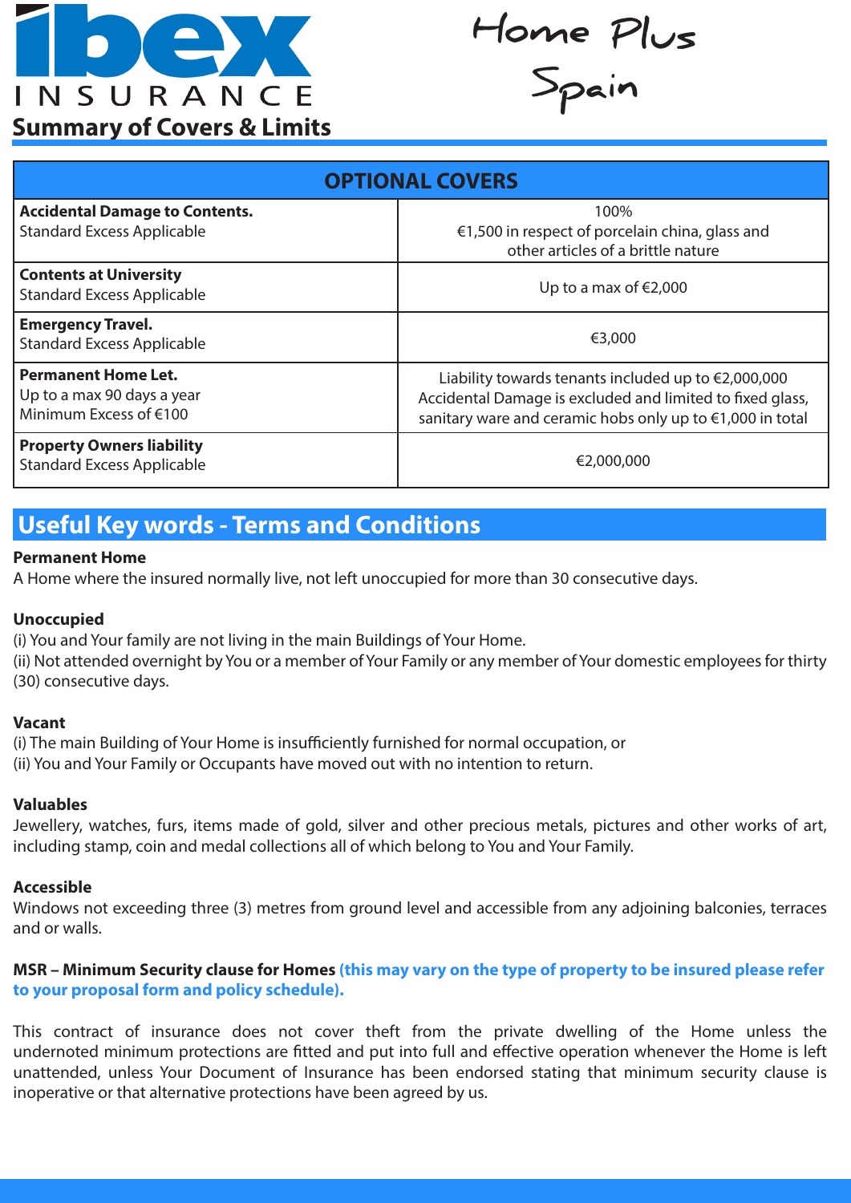# Summary of Covers & Limits

Home Plus Spain

| OPTIONAL COVERS | |
|---|---|
| **Accidental Damage to Contents.**<br>Standard Excess Applicable | 100%<br>€1,500 in respect of porcelain china, glass and other articles of a brittle nature |
| **Contents at University**<br>Standard Excess Applicable | Up to a max of €2,000 |
| **Emergency Travel.**<br>Standard Excess Applicable | €3,000 |
| **Permanent Home Let.**<br>Up to a max 90 days a year<br>Minimum Excess of €100 | Liability towards tenants included up to €2,000,000<br>Accidental Damage is excluded and limited to fixed glass, sanitary ware and ceramic hobs only up to €1,000 in total |
| **Property Owners liability**<br>Standard Excess Applicable | €2,000,000 |

## Useful Key words - Terms and Conditions

**Permanent Home**
A Home where the insured normally live, not left unoccupied for more than 30 consecutive days.

**Unoccupied**
(i) You and Your family are not living in the main Buildings of Your Home.
(ii) Not attended overnight by You or a member of Your Family or any member of Your domestic employees for thirty (30) consecutive days.

**Vacant**
(i) The main Building of Your Home is insufficiently furnished for normal occupation, or
(ii) You and Your Family or Occupants have moved out with no intention to return.

**Valuables**
Jewellery, watches, furs, items made of gold, silver and other precious metals, pictures and other works of art, including stamp, coin and medal collections all of which belong to You and Your Family.

**Accessible**
Windows not exceeding three (3) metres from ground level and accessible from any adjoining balconies, terraces and or walls.

**MSR – Minimum Security clause for Homes (this may vary on the type of property to be insured please refer to your proposal form and policy schedule).**

This contract of insurance does not cover theft from the private dwelling of the Home unless the undernoted minimum protections are fitted and put into full and effective operation whenever the Home is left unattended, unless Your Document of Insurance has been endorsed stating that minimum security clause is inoperative or that alternative protections have been agreed by us.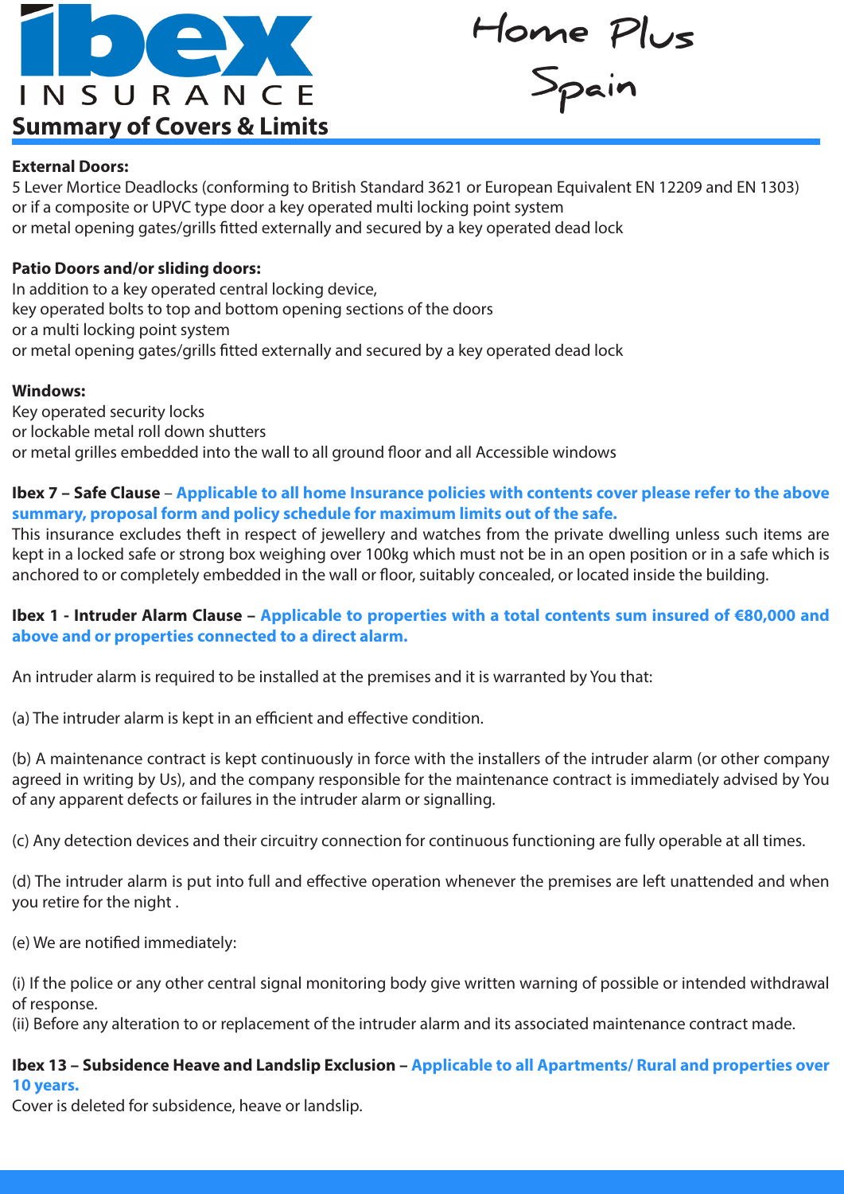# Home Plus Spain

## Summary of Covers & Limits

**External Doors:**
5 Lever Mortice Deadlocks (conforming to British Standard 3621 or European Equivalent EN 12209 and EN 1303)
or if a composite or UPVC type door a key operated multi locking point system
or metal opening gates/grills fitted externally and secured by a key operated dead lock

**Patio Doors and/or sliding doors:**
In addition to a key operated central locking device,
key operated bolts to top and bottom opening sections of the doors
or a multi locking point system
or metal opening gates/grills fitted externally and secured by a key operated dead lock

**Windows:**
Key operated security locks
or lockable metal roll down shutters
or metal grilles embedded into the wall to all ground floor and all Accessible windows

**Ibex 7 – Safe Clause** – **Applicable to all home Insurance policies with contents cover please refer to the above summary, proposal form and policy schedule for maximum limits out of the safe.**
This insurance excludes theft in respect of jewellery and watches from the private dwelling unless such items are kept in a locked safe or strong box weighing over 100kg which must not be in an open position or in a safe which is anchored to or completely embedded in the wall or floor, suitably concealed, or located inside the building.

**Ibex 1 - Intruder Alarm Clause – Applicable to properties with a total contents sum insured of €80,000 and above and or properties connected to a direct alarm.**

An intruder alarm is required to be installed at the premises and it is warranted by You that:

(a) The intruder alarm is kept in an efficient and effective condition.

(b) A maintenance contract is kept continuously in force with the installers of the intruder alarm (or other company agreed in writing by Us), and the company responsible for the maintenance contract is immediately advised by You of any apparent defects or failures in the intruder alarm or signalling.

(c) Any detection devices and their circuitry connection for continuous functioning are fully operable at all times.

(d) The intruder alarm is put into full and effective operation whenever the premises are left unattended and when you retire for the night .

(e) We are notified immediately:

(i) If the police or any other central signal monitoring body give written warning of possible or intended withdrawal of response.
(ii) Before any alteration to or replacement of the intruder alarm and its associated maintenance contract made.

**Ibex 13 – Subsidence Heave and Landslip Exclusion – Applicable to all Apartments/ Rural and properties over 10 years.**
Cover is deleted for subsidence, heave or landslip.